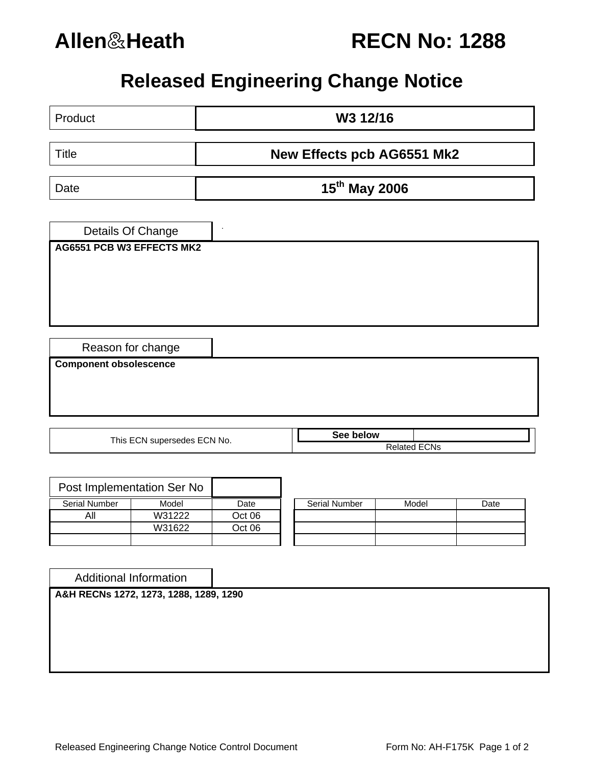**Allen&Heath** **RECN No: 1288**

# Released Engineering Change Notice

| Product | W3 12/16 |
|---|---|
| Title | New Effects pcb AG6551 Mk2 |
| Date | 15th May 2006 |

## Details Of Change

**AG6551 PCB W3 EFFECTS MK2**

## Reason for change

**Component obsolescence**

| This ECN supersedes ECN No. | See below |
|---|---|
| | Related ECNs |

## Post Implementation Ser No

| Serial Number | Model | Date |
|---|---|---|
| All | W31222 | Oct 06 |
| | W31622 | Oct 06 |
| | | |

| Serial Number | Model | Date |
|---|---|---|
| | | |
| | | |
| | | |

## Additional Information

**A&H RECNs 1272, 1273, 1288, 1289, 1290**

Released Engineering Change Notice Control Document Form No: AH-F175K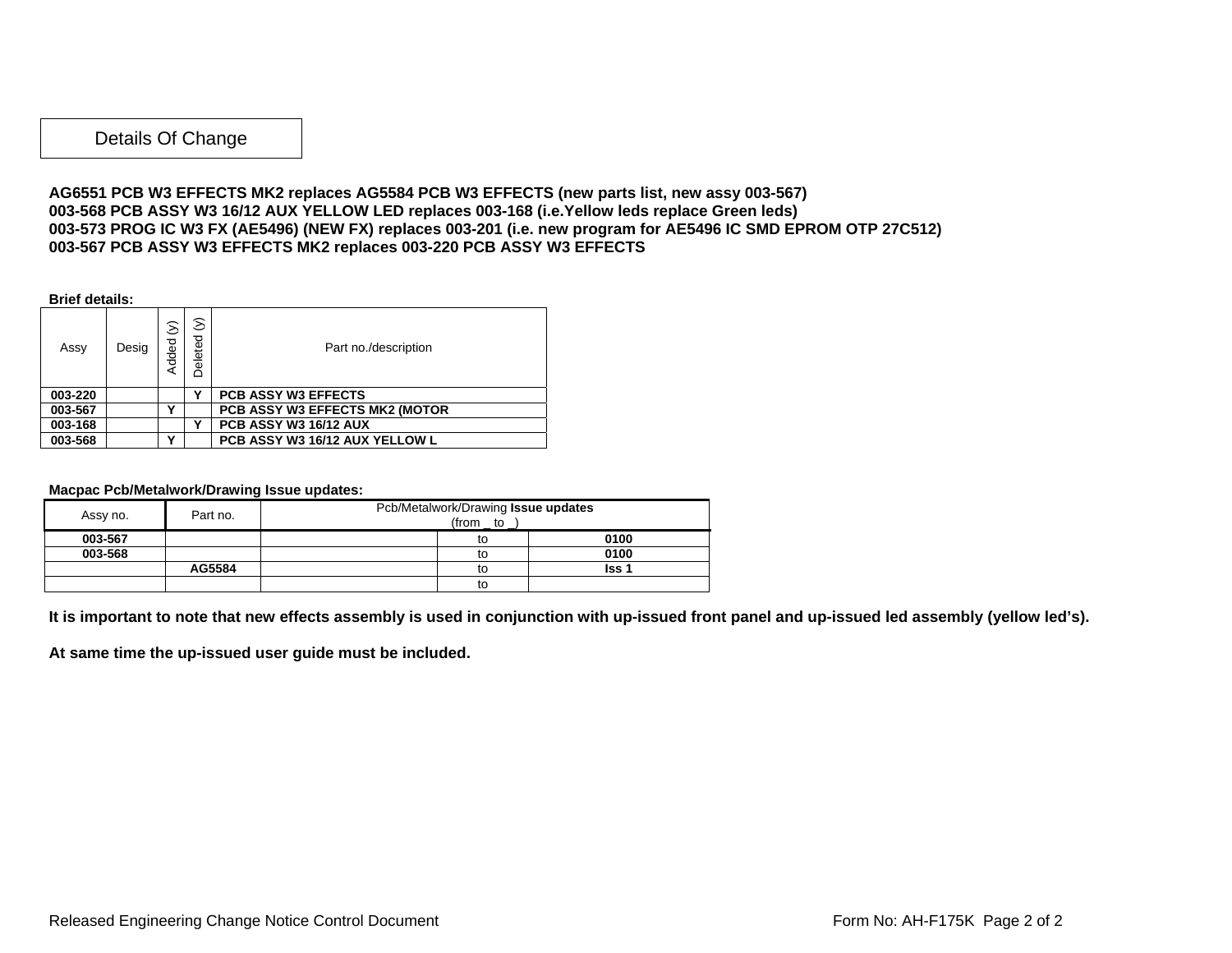## Details Of Change

**AG6551 PCB W3 EFFECTS MK2 replaces AG5584 PCB W3 EFFECTS (new parts list, new assy 003-567)**
**003-568 PCB ASSY W3 16/12 AUX YELLOW LED replaces 003-168 (i.e.Yellow leds replace Green leds)**
**003-573 PROG IC W3 FX (AE5496) (NEW FX) replaces 003-201 (i.e. new program for AE5496 IC SMD EPROM OTP 27C512)**
**003-567 PCB ASSY W3 EFFECTS MK2 replaces 003-220 PCB ASSY W3 EFFECTS**

**Brief details:**

| Assy | Desig | Added (y) | Deleted (y) | Part no./description |
|---|---|---|---|---|
| **003-220** | | | **Y** | **PCB ASSY W3 EFFECTS** |
| **003-567** | | **Y** | | **PCB ASSY W3 EFFECTS MK2 (MOTOR** |
| **003-168** | | | **Y** | **PCB ASSY W3 16/12 AUX** |
| **003-568** | | **Y** | | **PCB ASSY W3 16/12 AUX YELLOW L** |

**Macpac Pcb/Metalwork/Drawing Issue updates:**

| Assy no. | Part no. | Pcb/Metalwork/Drawing **Issue updates** (from _ to _) | | |
|---|---|---|---|---|
| **003-567** | | | to | **0100** |
| **003-568** | | | to | **0100** |
| | **AG5584** | | to | **Iss 1** |
| | | | to | |

**It is important to note that new effects assembly is used in conjunction with up-issued front panel and up-issued led assembly (yellow led's).**

**At same time the up-issued user guide must be included.**

Released Engineering Change Notice Control Document

Form No: AH-F175K